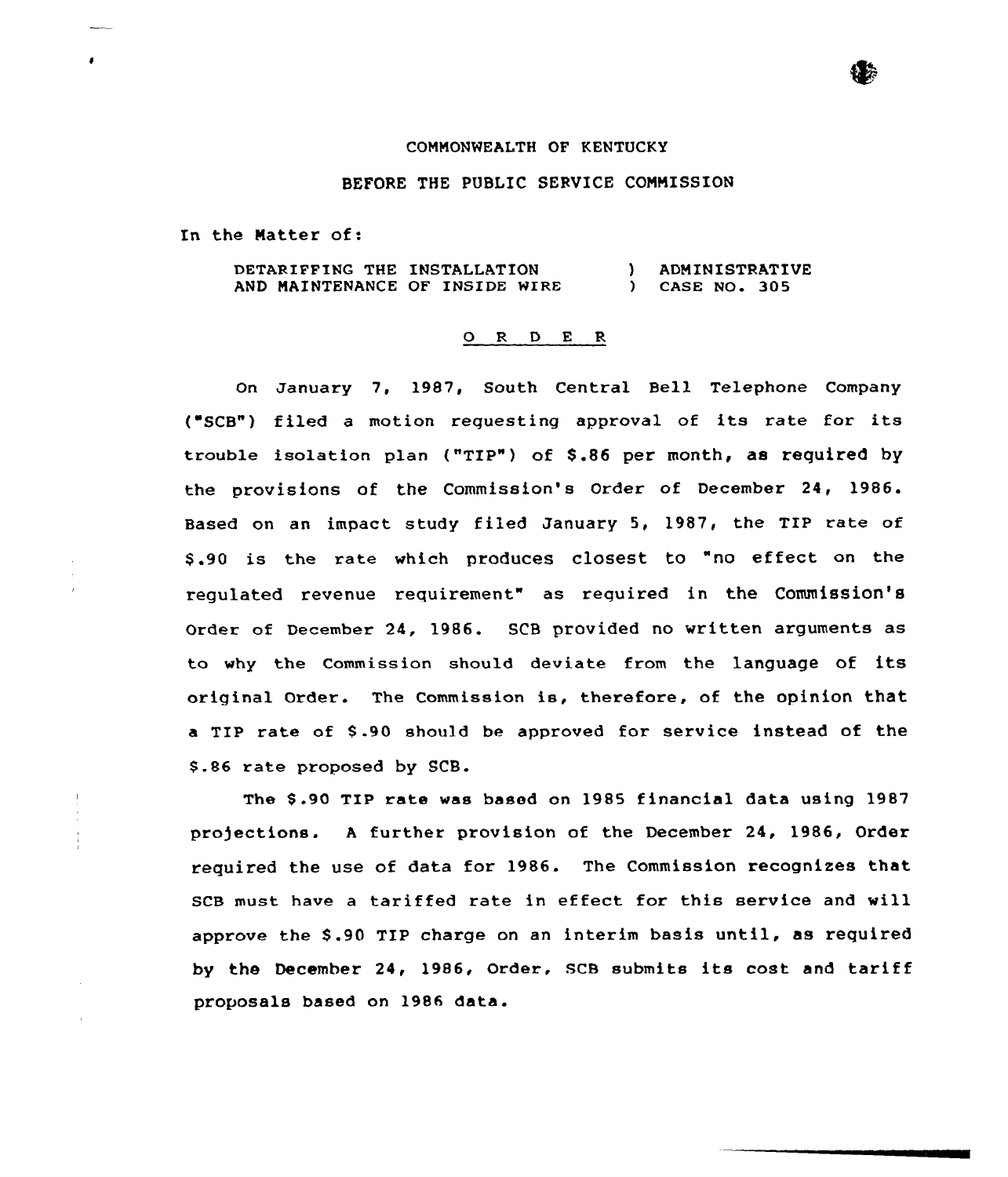COMMONWEALTH OF KENTUCKY

BEFORE THE PUBLIC SERVICE COMMISSION

In the Matter of:

| | | |
|---|---|---|
| DETARIFFING THE INSTALLATION AND MAINTENANCE OF INSIDE WIRE | ) ) | ADMINISTRATIVE CASE NO. 305 |

O R D E R

On January 7, 1987, South Central Bell Telephone Company ("SCB") filed a motion requesting approval of its rate for its trouble isolation plan ("TIP") of $.86 per month, as required by the provisions of the Commission's Order of December 24, 1986. Based on an impact study filed January 5, 1987, the TIP rate of $.90 is the rate which produces closest to "no effect on the regulated revenue requirement" as required in the Commission's Order of December 24, 1986. SCB provided no written arguments as to why the Commission should deviate from the language of its original Order. The Commission is, therefore, of the opinion that a TIP rate of $.90 should be approved for service instead of the $.86 rate proposed by SCB.

The $.90 TIP rate was based on 1985 financial data using 1987 projections. A further provision of the December 24, 1986, Order required the use of data for 1986. The Commission recognizes that SCB must have a tariffed rate in effect for this service and will approve the $.90 TIP charge on an interim basis until, as required by the December 24, 1986, Order, SCB submits its cost and tariff proposals based on 1986 data.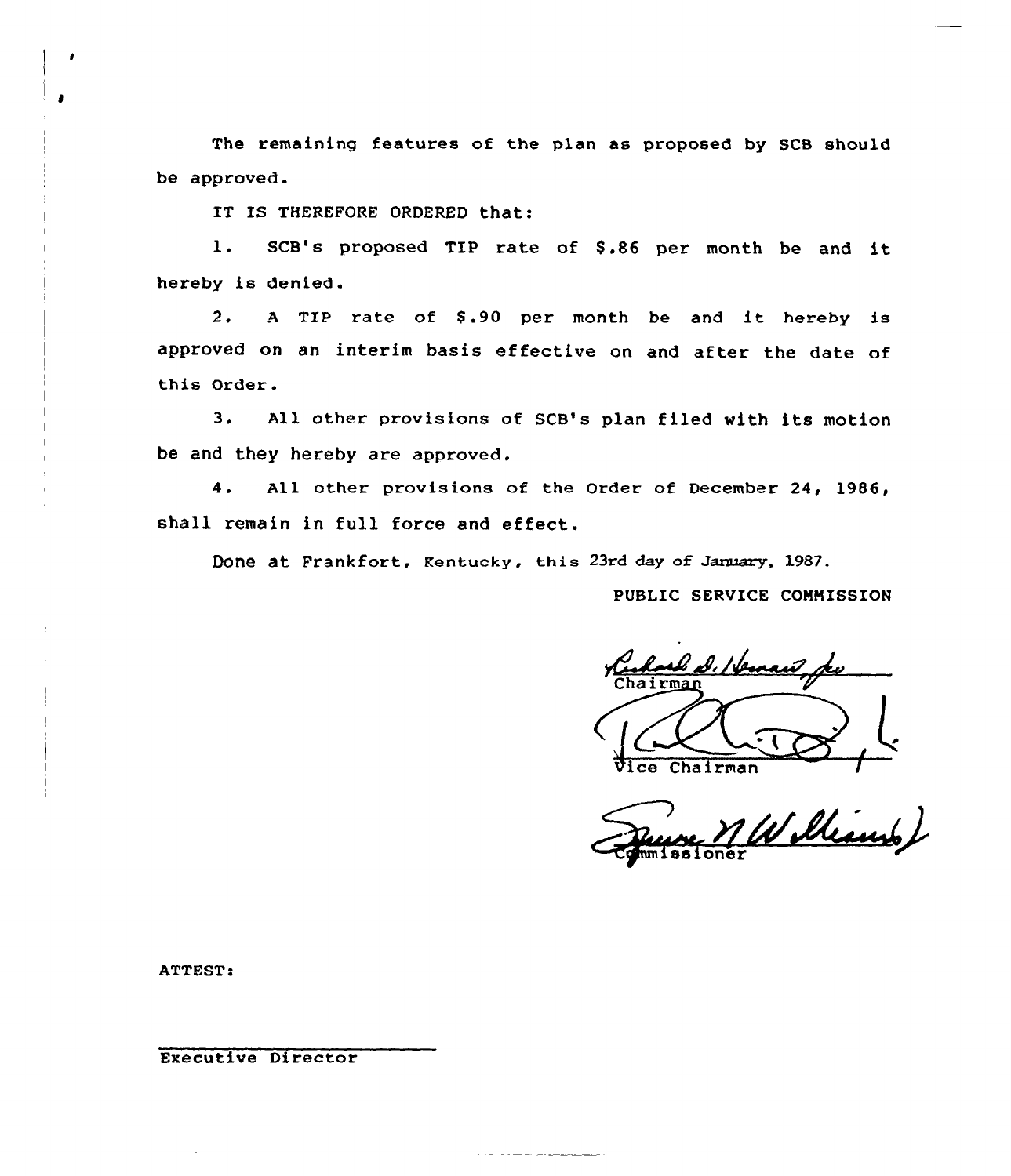The remaining features of the plan as proposed by SCB should be approved.

IT IS THEREFORE ORDERED that:

1. SCB's proposed TIP rate of $.86 per month be and it hereby is denied.

2. A TIP rate of $.90 per month be and it hereby is approved on an interim basis effective on and after the date of this Order.

3. All other provisions of SCB's plan filed with its motion be and they hereby are approved.

4. All other provisions of the Order of December 24, 1986, shall remain in full force and effect.

Done at Frankfort, Kentucky, this 23rd day of January, 1987.

PUBLIC SERVICE COMMISSION

Chairman

Vice Chairman

Commissioner

ATTEST:

Executive Director